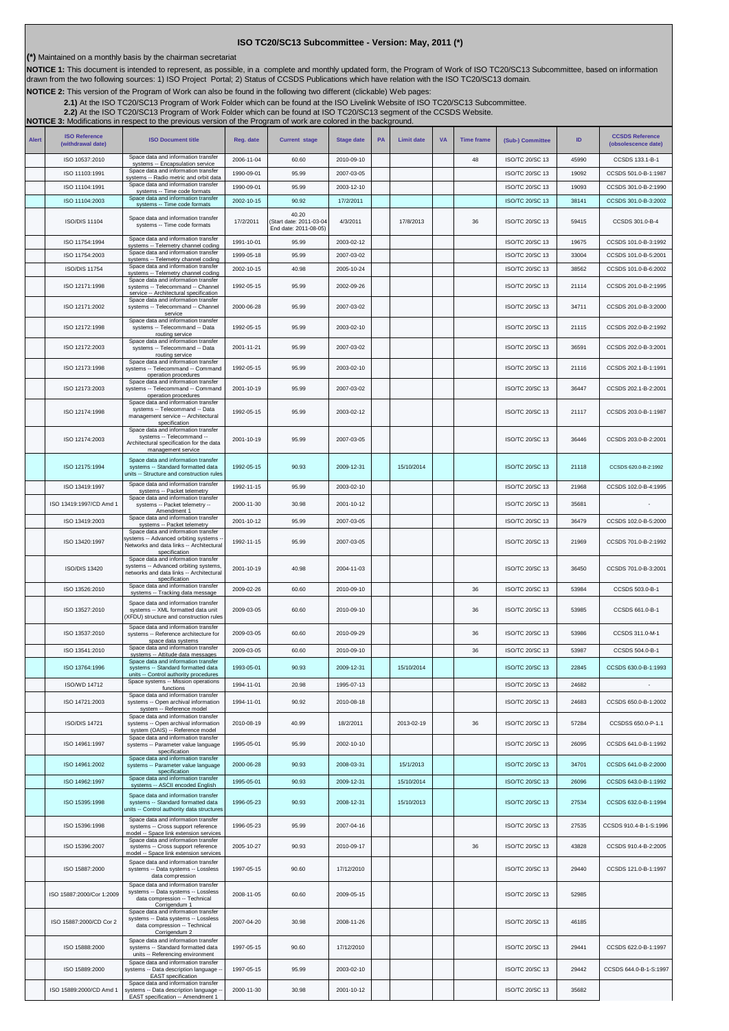# ISO TC20/SC13 Subcommittee - Version: May, 2011 (*)

**(*)** Maintained on a monthly basis by the chairman secretariat

**NOTICE 1:** This document is intended to represent, as possible, in a complete and monthly updated form, the Program of Work of ISO TC20/SC13 Subcommittee, based on information drawn from the two following sources: 1) ISO Project Portal; 2) Status of CCSDS Publications which have relation with the ISO TC20/SC13 domain.

**NOTICE 2:** This version of the Program of Work can also be found in the following two different (clickable) Web pages:

**2.1)** At the ISO TC20/SC13 Program of Work Folder which can be found at the ISO Livelink Website of ISO TC20/SC13 Subcommittee.

**2.2)** At the ISO TC20/SC13 Program of Work Folder which can be found at ISO TC20/SC13 segment of the CCSDS Website.

**NOTICE 3:** Modifications in respect to the previous version of the Program of work are colored in the background.

| Alert | ISO Reference (withdrawal date) | ISO Document title | Reg. date | Current stage | Stage date | PA | Limit date | VA | Time frame | (Sub-) Committee | ID | CCSDS Reference (obsolescence date) |
|---|---|---|---|---|---|---|---|---|---|---|---|---|
| | ISO 10537:2010 | Space data and information transfer systems -- Encapsulation service | 2006-11-04 | 60.60 | 2010-09-10 | | | | 48 | ISO/TC 20/SC 13 | 45990 | CCSDS 133.1-B-1 |
| | ISO 11103:1991 | Space data and information transfer systems -- Radio metric and orbit data | 1990-09-01 | 95.99 | 2007-03-05 | | | | | ISO/TC 20/SC 13 | 19092 | CCSDS 501.0-B-1:1987 |
| | ISO 11104:1991 | Space data and information transfer systems -- Time code formats | 1990-09-01 | 95.99 | 2003-12-10 | | | | | ISO/TC 20/SC 13 | 19093 | CCSDS 301.0-B-2:1990 |
| | ISO 11104:2003 | Space data and information transfer systems -- Time code formats | 2002-10-15 | 90.92 | 17/2/2011 | | | | | ISO/TC 20/SC 13 | 38141 | CCSDS 301.0-B-3:2002 |
| | ISO/DIS 11104 | Space data and information transfer systems -- Time code formats | 17/2/2011 | 40.20 (Start date: 2011-03-04 End date: 2011-08-05) | 4/3/2011 | | 17/8/2013 | | 36 | ISO/TC 20/SC 13 | 59415 | CCSDS 301.0-B-4 |
| | ISO 11754:1994 | Space data and information transfer systems -- Telemetry channel coding | 1991-10-01 | 95.99 | 2003-02-12 | | | | | ISO/TC 20/SC 13 | 19675 | CCSDS 101.0-B-3:1992 |
| | ISO 11754:2003 | Space data and information transfer systems -- Telemetry channel coding | 1999-05-18 | 95.99 | 2007-03-02 | | | | | ISO/TC 20/SC 13 | 33004 | CCSDS 101.0-B-5:2001 |
| | ISO/DIS 11754 | Space data and information transfer systems -- Telemetry channel coding | 2002-10-15 | 40.98 | 2005-10-24 | | | | | ISO/TC 20/SC 13 | 38562 | CCSDS 101.0-B-6:2002 |
| | ISO 12171:1998 | Space data and information transfer systems -- Telecommand -- Channel service -- Architectural specification | 1992-05-15 | 95.99 | 2002-09-26 | | | | | ISO/TC 20/SC 13 | 21114 | CCSDS 201.0-B-2:1995 |
| | ISO 12171:2002 | Space data and information transfer systems -- Telecommand -- Channel service | 2000-06-28 | 95.99 | 2007-03-02 | | | | | ISO/TC 20/SC 13 | 34711 | CCSDS 201.0-B-3:2000 |
| | ISO 12172:1998 | Space data and information transfer systems -- Telecommand -- Data routing service | 1992-05-15 | 95.99 | 2003-02-10 | | | | | ISO/TC 20/SC 13 | 21115 | CCSDS 202.0-B-2:1992 |
| | ISO 12172:2003 | Space data and information transfer systems -- Telecommand -- Data routing service | 2001-11-21 | 95.99 | 2007-03-02 | | | | | ISO/TC 20/SC 13 | 36591 | CCSDS 202.0-B-3:2001 |
| | ISO 12173:1998 | Space data and information transfer systems -- Telecommand -- Command operation procedures | 1992-05-15 | 95.99 | 2003-02-10 | | | | | ISO/TC 20/SC 13 | 21116 | CCSDS 202.1-B-1:1991 |
| | ISO 12173:2003 | Space data and information transfer systems -- Telecommand -- Command operation procedures | 2001-10-19 | 95.99 | 2007-03-02 | | | | | ISO/TC 20/SC 13 | 36447 | CCSDS 202.1-B-2:2001 |
| | ISO 12174:1998 | Space data and information transfer systems -- Telecommand -- Data management service -- Architectural specification | 1992-05-15 | 95.99 | 2003-02-12 | | | | | ISO/TC 20/SC 13 | 21117 | CCSDS 203.0-B-1:1987 |
| | ISO 12174:2003 | Space data and information transfer systems -- Telecommand -- Architectural specification for the data management service | 2001-10-19 | 95.99 | 2007-03-05 | | | | | ISO/TC 20/SC 13 | 36446 | CCSDS 203.0-B-2:2001 |
| | ISO 12175:1994 | Space data and information transfer systems -- Standard formatted data units -- Structure and construction rules | 1992-05-15 | 90.93 | 2009-12-31 | | 15/10/2014 | | | ISO/TC 20/SC 13 | 21118 | CCSDS 620.0-B-2:1992 |
| | ISO 13419:1997 | Space data and information transfer systems -- Packet telemetry | 1992-11-15 | 95.99 | 2003-02-10 | | | | | ISO/TC 20/SC 13 | 21968 | CCSDS 102.0-B-4:1995 |
| | ISO 13419:1997/CD Amd 1 | Space data and information transfer systems -- Packet telemetry -- Amendment 1 | 2000-11-30 | 30.98 | 2001-10-12 | | | | | ISO/TC 20/SC 13 | 35681 | - |
| | ISO 13419:2003 | Space data and information transfer systems -- Packet telemetry | 2001-10-12 | 95.99 | 2007-03-05 | | | | | ISO/TC 20/SC 13 | 36479 | CCSDS 102.0-B-5:2000 |
| | ISO 13420:1997 | Space data and information transfer systems -- Advanced orbiting systems -- Networks and data links -- Architectural specification | 1992-11-15 | 95.99 | 2007-03-05 | | | | | ISO/TC 20/SC 13 | 21969 | CCSDS 701.0-B-2:1992 |
| | ISO/DIS 13420 | Space data and information transfer systems -- Advanced orbiting systems, networks and data links -- Architectural specification | 2001-10-19 | 40.98 | 2004-11-03 | | | | | ISO/TC 20/SC 13 | 36450 | CCSDS 701.0-B-3:2001 |
| | ISO 13526:2010 | Space data and information transfer systems -- Tracking data message | 2009-02-26 | 60.60 | 2010-09-10 | | | | 36 | ISO/TC 20/SC 13 | 53984 | CCSDS 503.0-B-1 |
| | ISO 13527:2010 | Space data and information transfer systems -- XML formatted data unit (XFDU) structure and construction rules | 2009-03-05 | 60.60 | 2010-09-10 | | | | 36 | ISO/TC 20/SC 13 | 53985 | CCSDS 661.0-B-1 |
| | ISO 13537:2010 | Space data and information transfer systems -- Reference architecture for space data systems | 2009-03-05 | 60.60 | 2010-09-29 | | | | 36 | ISO/TC 20/SC 13 | 53986 | CCSDS 311.0-M-1 |
| | ISO 13541:2010 | Space data and information transfer systems -- Attitude data messages | 2009-03-05 | 60.60 | 2010-09-10 | | | | 36 | ISO/TC 20/SC 13 | 53987 | CCSDS 504.0-B-1 |
| | ISO 13764:1996 | Space data and information transfer systems -- Standard formatted data units -- Control authority procedures | 1993-05-01 | 90.93 | 2009-12-31 | | 15/10/2014 | | | ISO/TC 20/SC 13 | 22845 | CCSDS 630.0-B-1:1993 |
| | ISO/WD 14712 | Space systems -- Mission operations functions | 1994-11-01 | 20.98 | 1995-07-13 | | | | | ISO/TC 20/SC 13 | 24682 | - |
| | ISO 14721:2003 | Space data and information transfer systems -- Open archival information system -- Reference model | 1994-11-01 | 90.92 | 2010-08-18 | | | | | ISO/TC 20/SC 13 | 24683 | CCSDS 650.0-B-1:2002 |
| | ISO/DIS 14721 | Space data and information transfer systems -- Open archival information system (OAIS) -- Reference model | 2010-08-19 | 40.99 | 18/2/2011 | | 2013-02-19 | | 36 | ISO/TC 20/SC 13 | 57284 | CCSDSS 650.0-P-1.1 |
| | ISO 14961:1997 | Space data and information transfer systems -- Parameter value language specification | 1995-05-01 | 95.99 | 2002-10-10 | | | | | ISO/TC 20/SC 13 | 26095 | CCSDS 641.0-B-1:1992 |
| | ISO 14961:2002 | Space data and information transfer systems -- Parameter value language specification | 2000-06-28 | 90.93 | 2008-03-31 | | 15/1/2013 | | | ISO/TC 20/SC 13 | 34701 | CCSDS 641.0-B-2:2000 |
| | ISO 14962:1997 | Space data and information transfer systems -- ASCII encoded English | 1995-05-01 | 90.93 | 2009-12-31 | | 15/10/2014 | | | ISO/TC 20/SC 13 | 26096 | CCSDS 643.0-B-1:1992 |
| | ISO 15395:1998 | Space data and information transfer systems -- Standard formatted data units -- Control authority data structures | 1996-05-23 | 90.93 | 2008-12-31 | | 15/10/2013 | | | ISO/TC 20/SC 13 | 27534 | CCSDS 632.0-B-1:1994 |
| | ISO 15396:1998 | Space data and information transfer systems -- Cross support reference model -- Space link extension services | 1996-05-23 | 95.99 | 2007-04-16 | | | | | ISO/TC 20/SC 13 | 27535 | CCSDS 910.4-B-1-S:1996 |
| | ISO 15396:2007 | Space data and information transfer systems -- Cross support reference model -- Space link extension services | 2005-10-27 | 90.93 | 2010-09-17 | | | | 36 | ISO/TC 20/SC 13 | 43828 | CCSDS 910.4-B-2:2005 |
| | ISO 15887:2000 | Space data and information transfer systems -- Data systems -- Lossless data compression | 1997-05-15 | 90.60 | 17/12/2010 | | | | | ISO/TC 20/SC 13 | 29440 | CCSDS 121.0-B-1:1997 |
| | ISO 15887:2000/Cor 1:2009 | Space data and information transfer systems -- Data systems -- Lossless data compression -- Technical Corrigendum 1 | 2008-11-05 | 60.60 | 2009-05-15 | | | | | ISO/TC 20/SC 13 | 52985 | |
| | ISO 15887:2000/CD Cor 2 | Space data and information transfer systems -- Data systems -- Lossless data compression -- Technical Corrigendum 2 | 2007-04-20 | 30.98 | 2008-11-26 | | | | | ISO/TC 20/SC 13 | 46185 | |
| | ISO 15888:2000 | Space data and information transfer systems -- Standard formatted data units -- Referencing environment | 1997-05-15 | 90.60 | 17/12/2010 | | | | | ISO/TC 20/SC 13 | 29441 | CCSDS 622.0-B-1:1997 |
| | ISO 15889:2000 | Space data and information transfer systems -- Data description language -- EAST specification | 1997-05-15 | 95.99 | 2003-02-10 | | | | | ISO/TC 20/SC 13 | 29442 | CCSDS 644.0-B-1-S:1997 |
| | ISO 15889:2000/CD Amd 1 | Space data and information transfer systems -- Data description language -- EAST specification -- Amendment 1 | 2000-11-30 | 30.98 | 2001-10-12 | | | | | ISO/TC 20/SC 13 | 35682 | |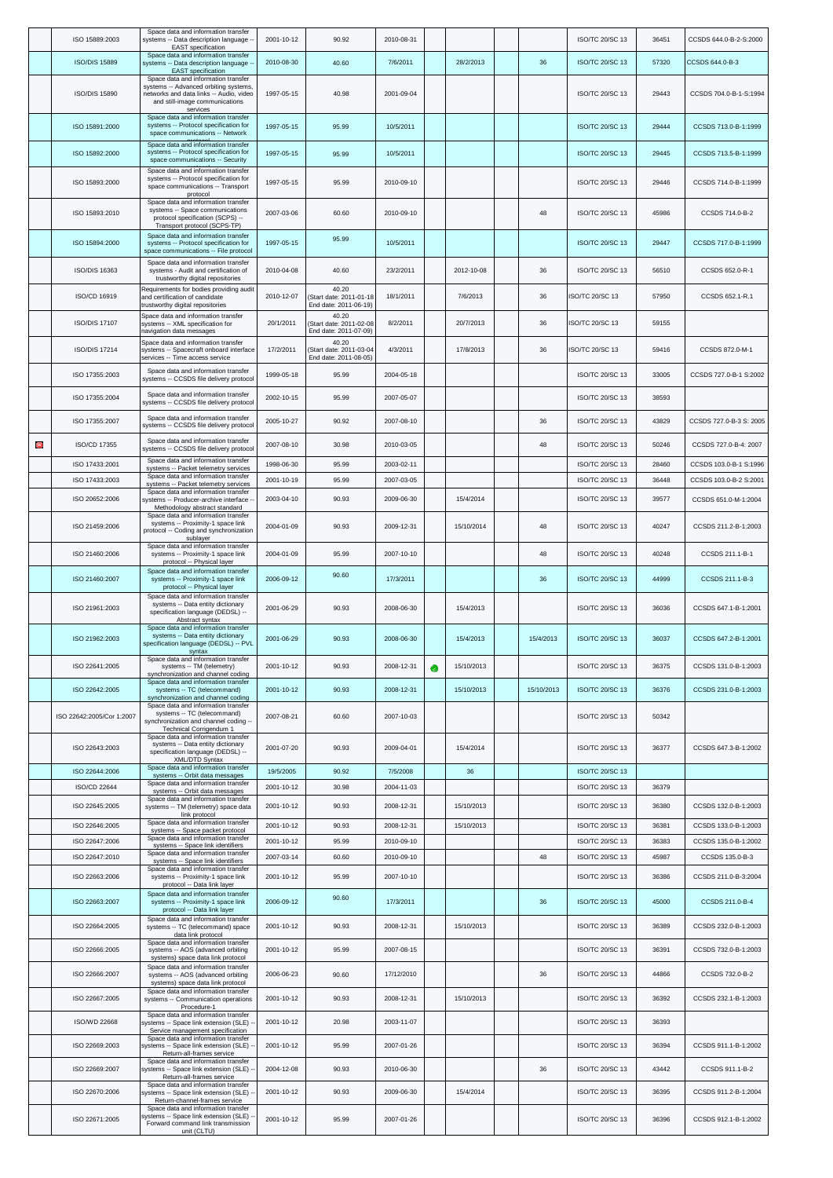| | | | | | | | | | | | | |
|---|---|---|---|---|---|---|---|---|---|---|---|---|
| | ISO 15889:2003 | Space data and information transfer systems -- Data description language -- EAST specification | 2001-10-12 | 90.92 | 2010-08-31 | | | | | ISO/TC 20/SC 13 | 36451 | CCSDS 644.0-B-2-S:2000 |
| | ISO/DIS 15889 | Space data and information transfer systems -- Data description language -- EAST specification | 2010-08-30 | 40.60 | 7/6/2011 | | 28/2/2013 | | 36 | ISO/TC 20/SC 13 | 57320 | CCSDS 644.0-B-3 |
| | ISO/DIS 15890 | Space data and information transfer systems -- Advanced orbiting systems, networks and data links -- Audio, video and still-image communications services | 1997-05-15 | 40.98 | 2001-09-04 | | | | | ISO/TC 20/SC 13 | 29443 | CCSDS 704.0-B-1-S:1994 |
| | ISO 15891:2000 | Space data and information transfer systems -- Protocol specification for space communications -- Network protocol | 1997-05-15 | 95.99 | 10/5/2011 | | | | | ISO/TC 20/SC 13 | 29444 | CCSDS 713.0-B-1:1999 |
| | ISO 15892:2000 | Space data and information transfer systems -- Protocol specification for space communications -- Security | 1997-05-15 | 95.99 | 10/5/2011 | | | | | ISO/TC 20/SC 13 | 29445 | CCSDS 713.5-B-1:1999 |
| | ISO 15893:2000 | Space data and information transfer systems -- Protocol specification for space communications -- Transport protocol | 1997-05-15 | 95.99 | 2010-09-10 | | | | | ISO/TC 20/SC 13 | 29446 | CCSDS 714.0-B-1:1999 |
| | ISO 15893:2010 | Space data and information transfer systems -- Space communications protocol specification (SCPS) -- Transport protocol (SCPS-TP) | 2007-03-06 | 60.60 | 2010-09-10 | | | | 48 | ISO/TC 20/SC 13 | 45986 | CCSDS 714.0-B-2 |
| | ISO 15894:2000 | Space data and information transfer systems -- Protocol specification for space communications -- File protocol | 1997-05-15 | 95.99 | 10/5/2011 | | | | | ISO/TC 20/SC 13 | 29447 | CCSDS 717.0-B-1:1999 |
| | ISO/DIS 16363 | Space data and information transfer systems - Audit and certification of trustworthy digital repositories | 2010-04-08 | 40.60 | 23/2/2011 | | 2012-10-08 | | 36 | ISO/TC 20/SC 13 | 56510 | CCSDS 652.0-R-1 |
| | ISO/CD 16919 | Requirements for bodies providing audit and certification of candidate trustworthy digital repositories | 2010-12-07 | 40.20 (Start date: 2011-01-18 End date: 2011-06-19) | 18/1/2011 | | 7/6/2013 | | 36 | ISO/TC 20/SC 13 | 57950 | CCSDS 652.1-R.1 |
| | ISO/DIS 17107 | Space data and information transfer systems -- XML specification for navigation data messages | 20/1/2011 | 40.20 (Start date: 2011-02-08 End date: 2011-07-09) | 8/2/2011 | | 20/7/2013 | | 36 | ISO/TC 20/SC 13 | 59155 | |
| | ISO/DIS 17214 | Space data and information transfer systems -- Spacecraft onboard interface services -- Time access service | 17/2/2011 | 40.20 (Start date: 2011-03-04 End date: 2011-08-05) | 4/3/2011 | | 17/8/2013 | | 36 | ISO/TC 20/SC 13 | 59416 | CCSDS 872.0-M-1 |
| | ISO 17355:2003 | Space data and information transfer systems -- CCSDS file delivery protocol | 1999-05-18 | 95.99 | 2004-05-18 | | | | | ISO/TC 20/SC 13 | 33005 | CCSDS 727.0-B-1 S:2002 |
| | ISO 17355:2004 | Space data and information transfer systems -- CCSDS file delivery protocol | 2002-10-15 | 95.99 | 2007-05-07 | | | | | ISO/TC 20/SC 13 | 38593 | |
| | ISO 17355:2007 | Space data and information transfer systems -- CCSDS file delivery protocol | 2005-10-27 | 90.92 | 2007-08-10 | | | | 36 | ISO/TC 20/SC 13 | 43829 | CCSDS 727.0-B-3 S: 2005 |
| | ISO/CD 17355 | Space data and information transfer systems -- CCSDS file delivery protocol | 2007-08-10 | 30.98 | 2010-03-05 | | | | 48 | ISO/TC 20/SC 13 | 50246 | CCSDS 727.0-B-4: 2007 |
| | ISO 17433:2001 | Space data and information transfer systems -- Packet telemetry services | 1998-06-30 | 95.99 | 2003-02-11 | | | | | ISO/TC 20/SC 13 | 28460 | CCSDS 103.0-B-1 S:1996 |
| | ISO 17433:2003 | Space data and information transfer systems -- Packet telemetry services | 2001-10-19 | 95.99 | 2007-03-05 | | | | | ISO/TC 20/SC 13 | 36448 | CCSDS 103.0-B-2 S:2001 |
| | ISO 20652:2006 | Space data and information transfer systems -- Producer-archive interface -- Methodology abstract standard | 2003-04-10 | 90.93 | 2009-06-30 | | 15/4/2014 | | | ISO/TC 20/SC 13 | 39577 | CCSDS 651.0-M-1:2004 |
| | ISO 21459:2006 | Space data and information transfer systems -- Proximity-1 space link protocol -- Coding and synchronization sublayer | 2004-01-09 | 90.93 | 2009-12-31 | | 15/10/2014 | | 48 | ISO/TC 20/SC 13 | 40247 | CCSDS 211.2-B-1:2003 |
| | ISO 21460:2006 | Space data and information transfer systems -- Proximity-1 space link protocol -- Physical layer | 2004-01-09 | 95.99 | 2007-10-10 | | | | 48 | ISO/TC 20/SC 13 | 40248 | CCSDS 211.1-B-1 |
| | ISO 21460:2007 | Space data and information transfer systems -- Proximity-1 space link protocol -- Physical layer | 2006-09-12 | 90.60 | 17/3/2011 | | | | 36 | ISO/TC 20/SC 13 | 44999 | CCSDS 211.1-B-3 |
| | ISO 21961:2003 | Space data and information transfer systems -- Data entity dictionary specification language (DEDSL) -- Abstract syntax | 2001-06-29 | 90.93 | 2008-06-30 | | 15/4/2013 | | | ISO/TC 20/SC 13 | 36036 | CCSDS 647.1-B-1:2001 |
| | ISO 21962:2003 | Space data and information transfer systems -- Data entity dictionary specification language (DEDSL) -- PVL syntax | 2001-06-29 | 90.93 | 2008-06-30 | | 15/4/2013 | | 15/4/2013 | ISO/TC 20/SC 13 | 36037 | CCSDS 647.2-B-1:2001 |
| | ISO 22641:2005 | Space data and information transfer systems -- TM (telemetry) synchronization and channel coding | 2001-10-12 | 90.93 | 2008-12-31 | | 15/10/2013 | | | ISO/TC 20/SC 13 | 36375 | CCSDS 131.0-B-1:2003 |
| | ISO 22642:2005 | Space data and information transfer systems -- TC (telecommand) synchronization and channel coding | 2001-10-12 | 90.93 | 2008-12-31 | | 15/10/2013 | | 15/10/2013 | ISO/TC 20/SC 13 | 36376 | CCSDS 231.0-B-1:2003 |
| | ISO 22642:2005/Cor 1:2007 | Space data and information transfer systems -- TC (telecommand) synchronization and channel coding -- Technical Corrigendum 1 | 2007-08-21 | 60.60 | 2007-10-03 | | | | | ISO/TC 20/SC 13 | 50342 | |
| | ISO 22643:2003 | Space data and information transfer systems -- Data entity dictionary specification language (DEDSL) -- XML/DTD Syntax | 2001-07-20 | 90.93 | 2009-04-01 | | 15/4/2014 | | | ISO/TC 20/SC 13 | 36377 | CCSDS 647.3-B-1:2002 |
| | ISO 22644:2006 | Space data and information transfer systems -- Orbit data messages | 19/5/2005 | 90.92 | 7/5/2008 | | 36 | | | ISO/TC 20/SC 13 | | |
| | ISO/CD 22644 | Space data and information transfer systems -- Orbit data messages | 2001-10-12 | 30.98 | 2004-11-03 | | | | | ISO/TC 20/SC 13 | 36379 | |
| | ISO 22645:2005 | Space data and information transfer systems -- TM (telemetry) space data link protocol | 2001-10-12 | 90.93 | 2008-12-31 | | 15/10/2013 | | | ISO/TC 20/SC 13 | 36380 | CCSDS 132.0-B-1:2003 |
| | ISO 22646:2005 | Space data and information transfer systems -- Space packet protocol | 2001-10-12 | 90.93 | 2008-12-31 | | 15/10/2013 | | | ISO/TC 20/SC 13 | 36381 | CCSDS 133.0-B-1:2003 |
| | ISO 22647:2006 | Space data and information transfer systems -- Space link identifiers | 2001-10-12 | 95.99 | 2010-09-10 | | | | | ISO/TC 20/SC 13 | 36383 | CCSDS 135.0-B-1:2002 |
| | ISO 22647:2010 | Space data and information transfer systems -- Space link identifiers | 2007-03-14 | 60.60 | 2010-09-10 | | | | 48 | ISO/TC 20/SC 13 | 45987 | CCSDS 135.0-B-3 |
| | ISO 22663:2006 | Space data and information transfer systems -- Proximity-1 space link protocol -- Data link layer | 2001-10-12 | 95.99 | 2007-10-10 | | | | | ISO/TC 20/SC 13 | 36386 | CCSDS 211.0-B-3:2004 |
| | ISO 22663:2007 | Space data and information transfer systems -- Proximity-1 space link protocol -- Data link layer | 2006-09-12 | 90.60 | 17/3/2011 | | | | 36 | ISO/TC 20/SC 13 | 45000 | CCSDS 211.0-B-4 |
| | ISO 22664:2005 | Space data and information transfer systems -- TC (telecommand) space data link protocol | 2001-10-12 | 90.93 | 2008-12-31 | | 15/10/2013 | | | ISO/TC 20/SC 13 | 36389 | CCSDS 232.0-B-1:2003 |
| | ISO 22666:2005 | Space data and information transfer systems -- AOS (advanced orbiting systems) space data link protocol | 2001-10-12 | 95.99 | 2007-08-15 | | | | | ISO/TC 20/SC 13 | 36391 | CCSDS 732.0-B-1:2003 |
| | ISO 22666:2007 | Space data and information transfer systems -- AOS (advanced orbiting systems) space data link protocol | 2006-06-23 | 90.60 | 17/12/2010 | | | | 36 | ISO/TC 20/SC 13 | 44866 | CCSDS 732.0-B-2 |
| | ISO 22667:2005 | Space data and information transfer systems -- Communication operations Procedure-1 | 2001-10-12 | 90.93 | 2008-12-31 | | 15/10/2013 | | | ISO/TC 20/SC 13 | 36392 | CCSDS 232.1-B-1:2003 |
| | ISO/WD 22668 | Space data and information transfer systems -- Space link extension (SLE) -- Service management specification | 2001-10-12 | 20.98 | 2003-11-07 | | | | | ISO/TC 20/SC 13 | 36393 | |
| | ISO 22669:2003 | Space data and information transfer systems -- Space link extension (SLE) -- Return-all-frames service | 2001-10-12 | 95.99 | 2007-01-26 | | | | | ISO/TC 20/SC 13 | 36394 | CCSDS 911.1-B-1:2002 |
| | ISO 22669:2007 | Space data and information transfer systems -- Space link extension (SLE) -- Return-all-frames service | 2004-12-08 | 90.93 | 2010-06-30 | | | | 36 | ISO/TC 20/SC 13 | 43442 | CCSDS 911.1-B-2 |
| | ISO 22670:2006 | Space data and information transfer systems -- Space link extension (SLE) -- Return-channel-frames service | 2001-10-12 | 90.93 | 2009-06-30 | | 15/4/2014 | | | ISO/TC 20/SC 13 | 36395 | CCSDS 911.2-B-1:2004 |
| | ISO 22671:2005 | Space data and information transfer systems -- Space link extension (SLE) -- Forward command link transmission unit (CLTU) | 2001-10-12 | 95.99 | 2007-01-26 | | | | | ISO/TC 20/SC 13 | 36396 | CCSDS 912.1-B-1:2002 |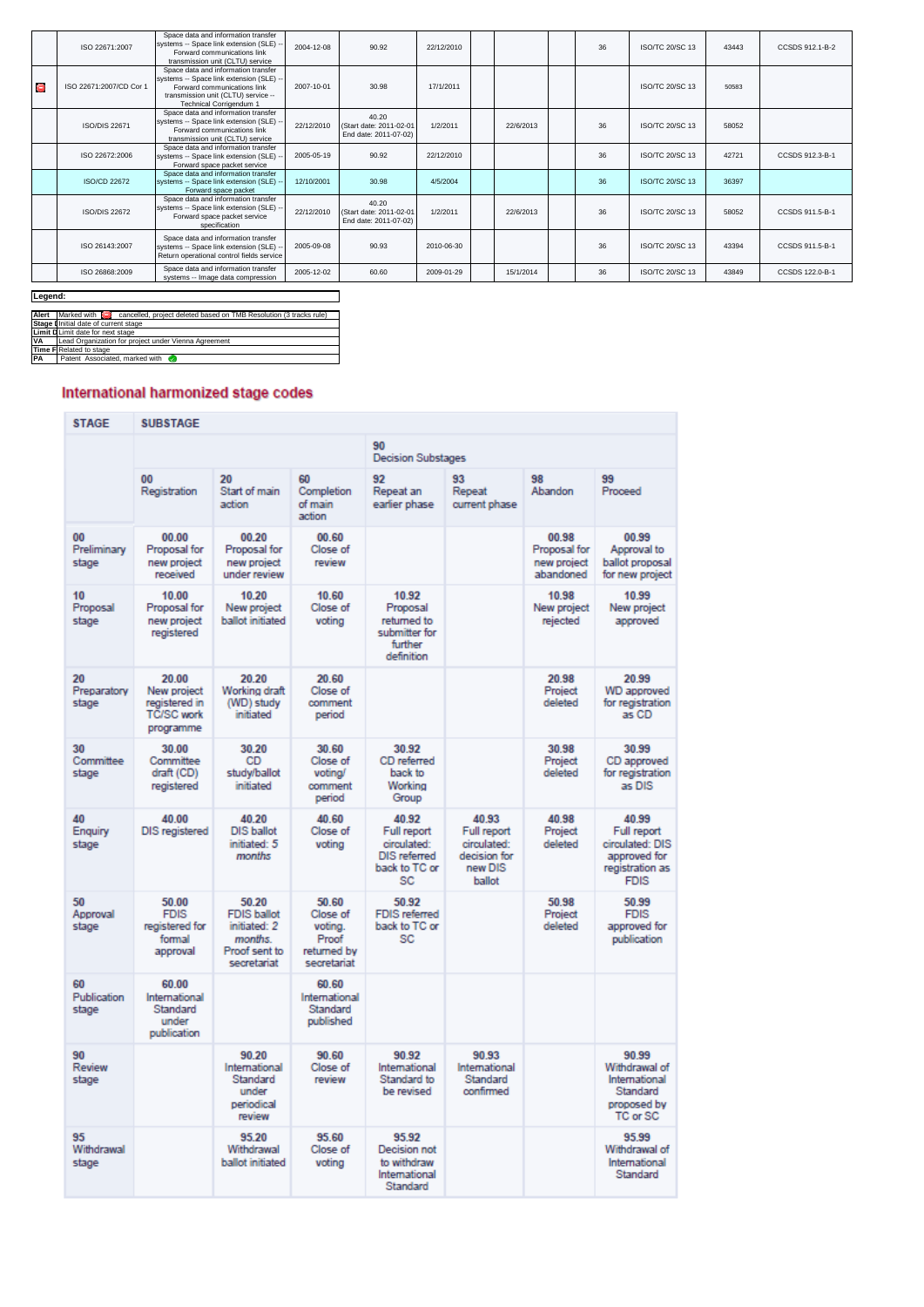| | | | | | | | | | | | | |
|---|---|---|---|---|---|---|---|---|---|---|---|---|
| | ISO 22671:2007 | Space data and information transfer systems -- Space link extension (SLE) -- Forward communications link transmission unit (CLTU) service | 2004-12-08 | 90.92 | 22/12/2010 | | | | 36 | ISO/TC 20/SC 13 | 43443 | CCSDS 912.1-B-2 |
| | ISO 22671:2007/CD Cor 1 | Space data and information transfer systems -- Space link extension (SLE) -- Forward communications link transmission unit (CLTU) service -- Technical Corrigendum 1 | 2007-10-01 | 30.98 | 17/1/2011 | | | | | ISO/TC 20/SC 13 | 50583 | |
| | ISO/DIS 22671 | Space data and information transfer systems -- Space link extension (SLE) -- Forward communications link transmission unit (CLTU) service | 22/12/2010 | 40.20 (Start date: 2011-02-01 End date: 2011-07-02) | 1/2/2011 | | 22/6/2013 | | 36 | ISO/TC 20/SC 13 | 58052 | |
| | ISO 22672:2006 | Space data and information transfer systems -- Space link extension (SLE) -- Forward space packet service | 2005-05-19 | 90.92 | 22/12/2010 | | | | 36 | ISO/TC 20/SC 13 | 42721 | CCSDS 912.3-B-1 |
| | ISO/CD 22672 | Space data and information transfer systems -- Space link extension (SLE) -- Forward space packet | 12/10/2001 | 30.98 | 4/5/2004 | | | | 36 | ISO/TC 20/SC 13 | 36397 | |
| | ISO/DIS 22672 | Space data and information transfer systems -- Space link extension (SLE) -- Forward space packet service specification | 22/12/2010 | 40.20 (Start date: 2011-02-01 End date: 2011-07-02) | 1/2/2011 | | 22/6/2013 | | 36 | ISO/TC 20/SC 13 | 58052 | CCSDS 911.5-B-1 |
| | ISO 26143:2007 | Space data and information transfer systems -- Space link extension (SLE) -- Return operational control fields service | 2005-09-08 | 90.93 | 2010-06-30 | | | | 36 | ISO/TC 20/SC 13 | 43394 | CCSDS 911.5-B-1 |
| | ISO 26868:2009 | Space data and information transfer systems -- Image data compression | 2005-12-02 | 60.60 | 2009-01-29 | | 15/1/2014 | | 36 | ISO/TC 20/SC 13 | 43849 | CCSDS 122.0-B-1 |

**Legend:**

| | |
|---|---|
| **Alert** | Marked with cancelled, project deleted based on TMB Resolution (3 tracks rule) |
| **Stage D** | Initial date of current stage |
| **Limit D** | Limit date for next stage |
| **VA** | Lead Organization for project under Vienna Agreement |
| **Time F** | Related to stage |
| **PA** | Patent Associated, marked with |

## International harmonized stage codes

| STAGE | SUBSTAGE | | | | | | |
|---|---|---|---|---|---|---|---|
| | | | | 90 Decision Substages | | | |
| | 00 Registration | 20 Start of main action | 60 Completion of main action | 92 Repeat an earlier phase | 93 Repeat current phase | 98 Abandon | 99 Proceed |
| 00 Preliminary stage | 00.00 Proposal for new project received | 00.20 Proposal for new project under review | 00.60 Close of review | | | 00.98 Proposal for new project abandoned | 00.99 Approval to ballot proposal for new project |
| 10 Proposal stage | 10.00 Proposal for new project registered | 10.20 New project ballot initiated | 10.60 Close of voting | 10.92 Proposal returned to submitter for further definition | | 10.98 New project rejected | 10.99 New project approved |
| 20 Preparatory stage | 20.00 New project registered in TC/SC work programme | 20.20 Working draft (WD) study initiated | 20.60 Close of comment period | | | 20.98 Project deleted | 20.99 WD approved for registration as CD |
| 30 Committee stage | 30.00 Committee draft (CD) registered | 30.20 CD study/ballot initiated | 30.60 Close of voting/ comment period | 30.92 CD referred back to Working Group | | 30.98 Project deleted | 30.99 CD approved for registration as DIS |
| 40 Enquiry stage | 40.00 DIS registered | 40.20 DIS ballot initiated: 5 *months* | 40.60 Close of voting | 40.92 Full report circulated: DIS referred back to TC or SC | 40.93 Full report circulated: decision for new DIS ballot | 40.98 Project deleted | 40.99 Full report circulated: DIS approved for registration as FDIS |
| 50 Approval stage | 50.00 FDIS registered for formal approval | 50.20 FDIS ballot initiated: 2 *months*. Proof sent to secretariat | 50.60 Close of voting. Proof returned by secretariat | 50.92 FDIS referred back to TC or SC | | 50.98 Project deleted | 50.99 FDIS approved for publication |
| 60 Publication stage | 60.00 International Standard under publication | | 60.60 International Standard published | | | | |
| 90 Review stage | | 90.20 International Standard under periodical review | 90.60 Close of review | 90.92 International Standard to be revised | 90.93 International Standard confirmed | | 90.99 Withdrawal of International Standard proposed by TC or SC |
| 95 Withdrawal stage | | 95.20 Withdrawal ballot initiated | 95.60 Close of voting | 95.92 Decision not to withdraw International Standard | | | 95.99 Withdrawal of International Standard |